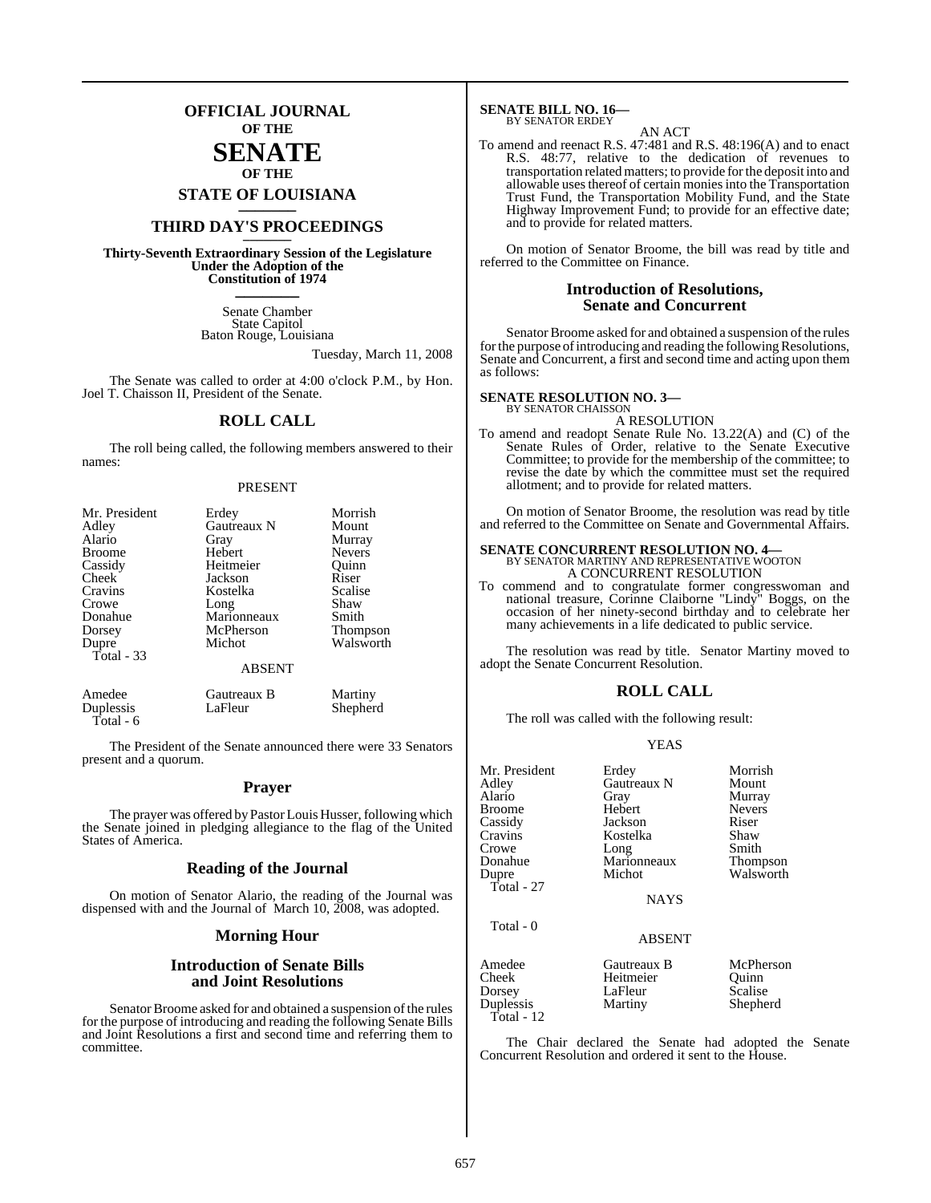# OFFICIAL JOURNAL OF THE SENATE OF THE STATE OF LOUISIANA

## THIRD DAY'S PROCEEDINGS

**Thirty-Seventh Extraordinary Session of the Legislature Under the Adoption of the Constitution of 1974**

Senate Chamber
State Capitol
Baton Rouge, Louisiana

Tuesday, March 11, 2008

The Senate was called to order at 4:00 o'clock P.M., by Hon. Joel T. Chaisson II, President of the Senate.

## ROLL CALL

The roll being called, the following members answered to their names:

PRESENT

| | | |
|---|---|---|
| Mr. President | Erdey | Morrish |
| Adley | Gautreaux N | Mount |
| Alario | Gray | Murray |
| Broome | Hebert | Nevers |
| Cassidy | Heitmeier | Quinn |
| Cheek | Jackson | Riser |
| Cravins | Kostelka | Scalise |
| Crowe | Long | Shaw |
| Donahue | Marionneaux | Smith |
| Dorsey | McPherson | Thompson |
| Dupre | Michot | Walsworth |
| Total - 33 | | |

ABSENT

| | | |
|---|---|---|
| Amedee | Gautreaux B | Martiny |
| Duplessis | LaFleur | Shepherd |
| Total - 6 | | |

The President of the Senate announced there were 33 Senators present and a quorum.

### Prayer

The prayer was offered by Pastor Louis Husser, following which the Senate joined in pledging allegiance to the flag of the United States of America.

### Reading of the Journal

On motion of Senator Alario, the reading of the Journal was dispensed with and the Journal of March 10, 2008, was adopted.

### Morning Hour

### Introduction of Senate Bills and Joint Resolutions

Senator Broome asked for and obtained a suspension of the rules for the purpose of introducing and reading the following Senate Bills and Joint Resolutions a first and second time and referring them to committee.

**SENATE BILL NO. 16—**
BY SENATOR ERDEY

AN ACT

To amend and reenact R.S. 47:481 and R.S. 48:196(A) and to enact R.S. 48:77, relative to the dedication of revenues to transportation related matters; to provide for the deposit into and allowable uses thereof of certain monies into the Transportation Trust Fund, the Transportation Mobility Fund, and the State Highway Improvement Fund; to provide for an effective date; and to provide for related matters.

On motion of Senator Broome, the bill was read by title and referred to the Committee on Finance.

### Introduction of Resolutions, Senate and Concurrent

Senator Broome asked for and obtained a suspension of the rules for the purpose of introducing and reading the following Resolutions, Senate and Concurrent, a first and second time and acting upon them as follows:

**SENATE RESOLUTION NO. 3—**
BY SENATOR CHAISSON

A RESOLUTION

To amend and readopt Senate Rule No. 13.22(A) and (C) of the Senate Rules of Order, relative to the Senate Executive Committee; to provide for the membership of the committee; to revise the date by which the committee must set the required allotment; and to provide for related matters.

On motion of Senator Broome, the resolution was read by title and referred to the Committee on Senate and Governmental Affairs.

**SENATE CONCURRENT RESOLUTION NO. 4—**
BY SENATOR MARTINY AND REPRESENTATIVE WOOTON

A CONCURRENT RESOLUTION

To commend and to congratulate former congresswoman and national treasure, Corinne Claiborne "Lindy" Boggs, on the occasion of her ninety-second birthday and to celebrate her many achievements in a life dedicated to public service.

The resolution was read by title. Senator Martiny moved to adopt the Senate Concurrent Resolution.

## ROLL CALL

The roll was called with the following result:

YEAS

| | | |
|---|---|---|
| Mr. President | Erdey | Morrish |
| Adley | Gautreaux N | Mount |
| Alario | Gray | Murray |
| Broome | Hebert | Nevers |
| Cassidy | Jackson | Riser |
| Cravins | Kostelka | Shaw |
| Crowe | Long | Smith |
| Donahue | Marionneaux | Thompson |
| Dupre | Michot | Walsworth |
| Total - 27 | | |

NAYS

Total - 0

ABSENT

| | | |
|---|---|---|
| Amedee | Gautreaux B | McPherson |
| Cheek | Heitmeier | Quinn |
| Dorsey | LaFleur | Scalise |
| Duplessis | Martiny | Shepherd |
| Total - 12 | | |

The Chair declared the Senate had adopted the Senate Concurrent Resolution and ordered it sent to the House.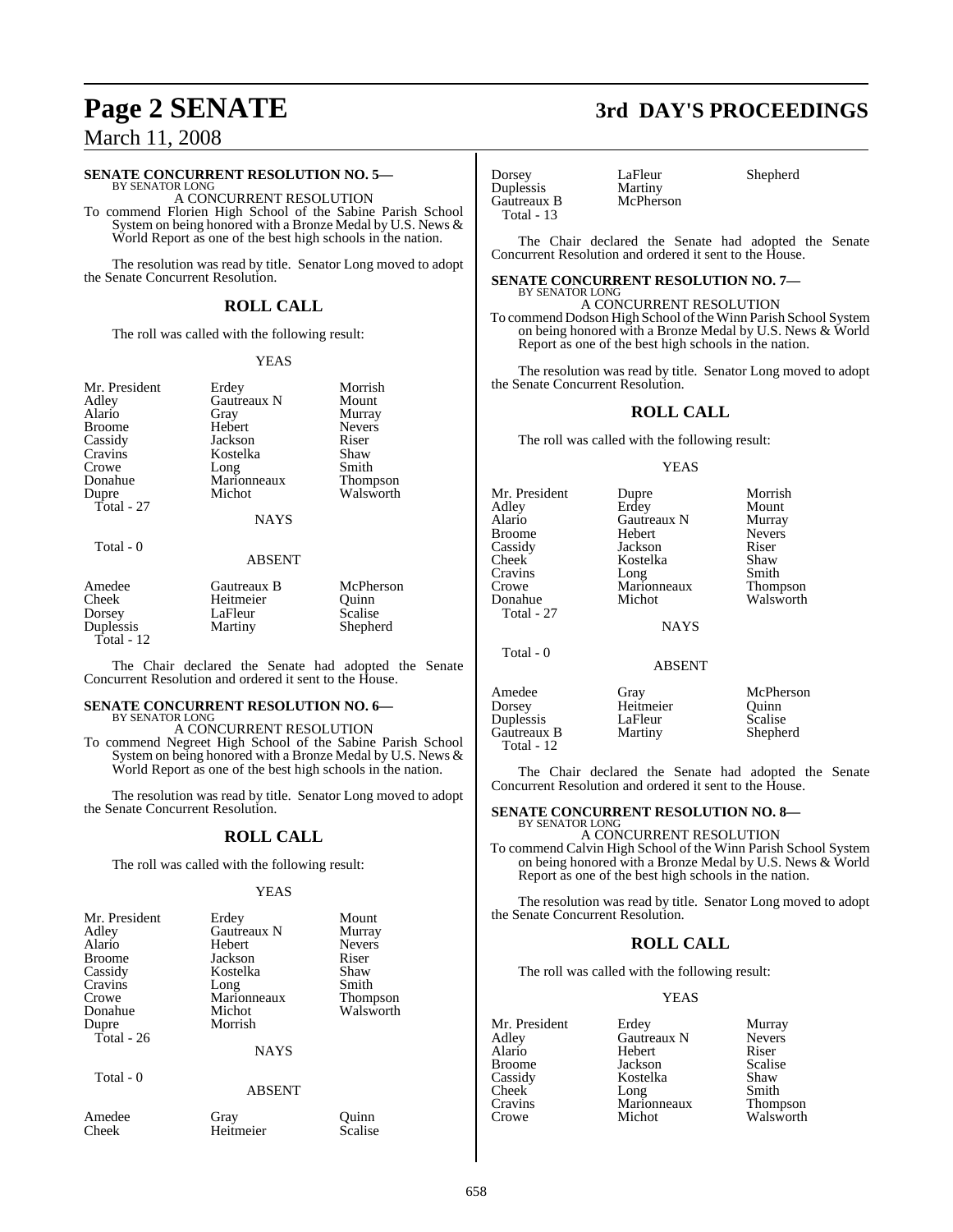**SENATE CONCURRENT RESOLUTION NO. 5—**
BY SENATOR LONG

A CONCURRENT RESOLUTION

To commend Florien High School of the Sabine Parish School System on being honored with a Bronze Medal by U.S. News & World Report as one of the best high schools in the nation.

The resolution was read by title. Senator Long moved to adopt the Senate Concurrent Resolution.

## ROLL CALL

The roll was called with the following result:

YEAS

| | | |
|---|---|---|
| Mr. President | Erdey | Morrish |
| Adley | Gautreaux N | Mount |
| Alario | Gray | Murray |
| Broome | Hebert | Nevers |
| Cassidy | Jackson | Riser |
| Cravins | Kostelka | Shaw |
| Crowe | Long | Smith |
| Donahue | Marionneaux | Thompson |
| Dupre | Michot | Walsworth |
| Total - 27 | | |

NAYS

Total - 0

ABSENT

| | | |
|---|---|---|
| Amedee | Gautreaux B | McPherson |
| Cheek | Heitmeier | Quinn |
| Dorsey | LaFleur | Scalise |
| Duplessis | Martiny | Shepherd |
| Total - 12 | | |

The Chair declared the Senate had adopted the Senate Concurrent Resolution and ordered it sent to the House.

**SENATE CONCURRENT RESOLUTION NO. 6—**
BY SENATOR LONG

A CONCURRENT RESOLUTION

To commend Negreet High School of the Sabine Parish School System on being honored with a Bronze Medal by U.S. News & World Report as one of the best high schools in the nation.

The resolution was read by title. Senator Long moved to adopt the Senate Concurrent Resolution.

## ROLL CALL

The roll was called with the following result:

YEAS

| | | |
|---|---|---|
| Mr. President | Erdey | Mount |
| Adley | Gautreaux N | Murray |
| Alario | Hebert | Nevers |
| Broome | Jackson | Riser |
| Cassidy | Kostelka | Shaw |
| Cravins | Long | Smith |
| Crowe | Marionneaux | Thompson |
| Donahue | Michot | Walsworth |
| Dupre | Morrish | |
| Total - 26 | | |

NAYS

Total - 0

ABSENT

| | | |
|---|---|---|
| Amedee | Gray | Quinn |
| Cheek | Heitmeier | Scalise |
| Dorsey | LaFleur | Shepherd |
| Duplessis | Martiny | |
| Gautreaux B | McPherson | |
| Total - 13 | | |

The Chair declared the Senate had adopted the Senate Concurrent Resolution and ordered it sent to the House.

**SENATE CONCURRENT RESOLUTION NO. 7—**
BY SENATOR LONG

A CONCURRENT RESOLUTION

To commend Dodson High School of the Winn Parish School System on being honored with a Bronze Medal by U.S. News & World Report as one of the best high schools in the nation.

The resolution was read by title. Senator Long moved to adopt the Senate Concurrent Resolution.

## ROLL CALL

The roll was called with the following result:

YEAS

| | | |
|---|---|---|
| Mr. President | Dupre | Morrish |
| Adley | Erdey | Mount |
| Alario | Gautreaux N | Murray |
| Broome | Hebert | Nevers |
| Cassidy | Jackson | Riser |
| Cheek | Kostelka | Shaw |
| Cravins | Long | Smith |
| Crowe | Marionneaux | Thompson |
| Donahue | Michot | Walsworth |
| Total - 27 | | |

NAYS

Total - 0

ABSENT

| | | |
|---|---|---|
| Amedee | Gray | McPherson |
| Dorsey | Heitmeier | Quinn |
| Duplessis | LaFleur | Scalise |
| Gautreaux B | Martiny | Shepherd |
| Total - 12 | | |

The Chair declared the Senate had adopted the Senate Concurrent Resolution and ordered it sent to the House.

**SENATE CONCURRENT RESOLUTION NO. 8—**
BY SENATOR LONG

A CONCURRENT RESOLUTION

To commend Calvin High School of the Winn Parish School System on being honored with a Bronze Medal by U.S. News & World Report as one of the best high schools in the nation.

The resolution was read by title. Senator Long moved to adopt the Senate Concurrent Resolution.

## ROLL CALL

The roll was called with the following result:

YEAS

| | | |
|---|---|---|
| Mr. President | Erdey | Murray |
| Adley | Gautreaux N | Nevers |
| Alario | Hebert | Riser |
| Broome | Jackson | Scalise |
| Cassidy | Kostelka | Shaw |
| Cheek | Long | Smith |
| Cravins | Marionneaux | Thompson |
| Crowe | Michot | Walsworth |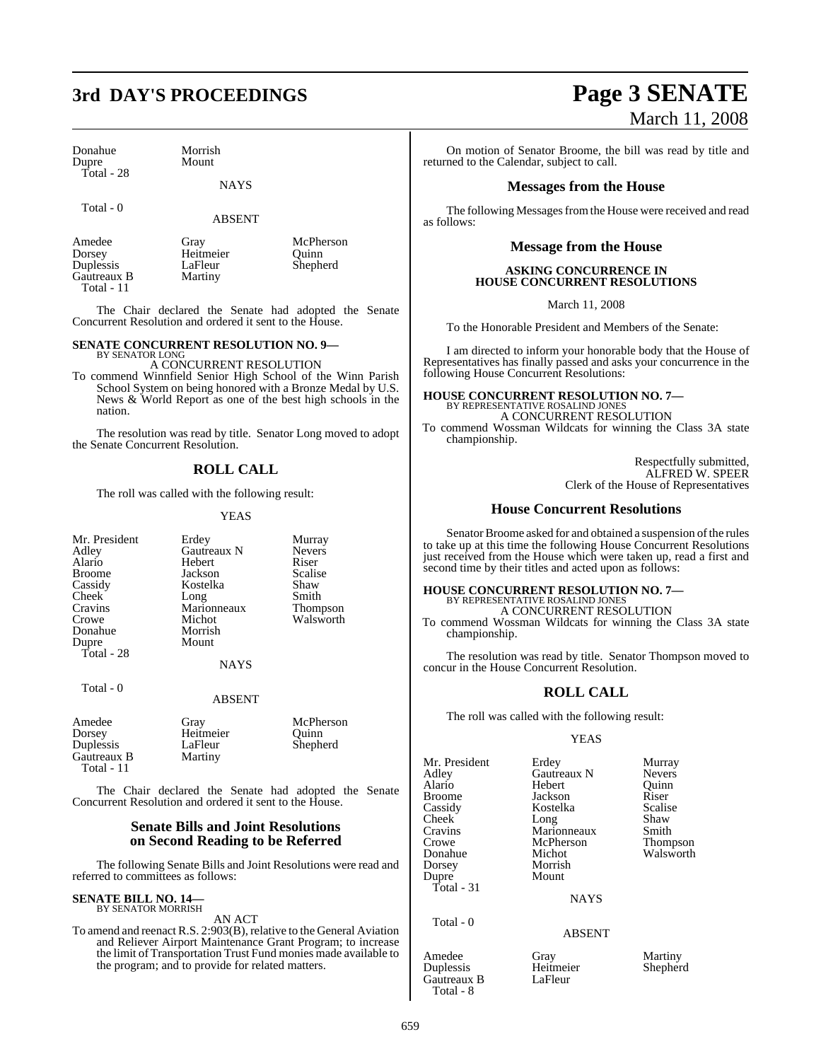| | | |
|---|---|---|
| Donahue | Morrish | |
| Dupre | Mount | |
| Total - 28 | | |

NAYS

Total - 0

ABSENT

| | | |
|---|---|---|
| Amedee | Gray | McPherson |
| Dorsey | Heitmeier | Quinn |
| Duplessis | LaFleur | Shepherd |
| Gautreaux B | Martiny | |
| Total - 11 | | |

The Chair declared the Senate had adopted the Senate Concurrent Resolution and ordered it sent to the House.

**SENATE CONCURRENT RESOLUTION NO. 9—**
BY SENATOR LONG

A CONCURRENT RESOLUTION

To commend Winnfield Senior High School of the Winn Parish School System on being honored with a Bronze Medal by U.S. News & World Report as one of the best high schools in the nation.

The resolution was read by title. Senator Long moved to adopt the Senate Concurrent Resolution.

## ROLL CALL

The roll was called with the following result:

YEAS

| | | |
|---|---|---|
| Mr. President | Erdey | Murray |
| Adley | Gautreaux N | Nevers |
| Alario | Hebert | Riser |
| Broome | Jackson | Scalise |
| Cassidy | Kostelka | Shaw |
| Cheek | Long | Smith |
| Cravins | Marionneaux | Thompson |
| Crowe | Michot | Walsworth |
| Donahue | Morrish | |
| Dupre | Mount | |
| Total - 28 | | |

NAYS

Total - 0

ABSENT

| | | |
|---|---|---|
| Amedee | Gray | McPherson |
| Dorsey | Heitmeier | Quinn |
| Duplessis | LaFleur | Shepherd |
| Gautreaux B | Martiny | |
| Total - 11 | | |

The Chair declared the Senate had adopted the Senate Concurrent Resolution and ordered it sent to the House.

## Senate Bills and Joint Resolutions on Second Reading to be Referred

The following Senate Bills and Joint Resolutions were read and referred to committees as follows:

**SENATE BILL NO. 14—**
BY SENATOR MORRISH

AN ACT

To amend and reenact R.S. 2:903(B), relative to the General Aviation and Reliever Airport Maintenance Grant Program; to increase the limit of Transportation Trust Fund monies made available to the program; and to provide for related matters.

On motion of Senator Broome, the bill was read by title and returned to the Calendar, subject to call.

## Messages from the House

The following Messages from the House were received and read as follows:

## Message from the House

**ASKING CONCURRENCE IN HOUSE CONCURRENT RESOLUTIONS**

March 11, 2008

To the Honorable President and Members of the Senate:

I am directed to inform your honorable body that the House of Representatives has finally passed and asks your concurrence in the following House Concurrent Resolutions:

**HOUSE CONCURRENT RESOLUTION NO. 7—**
BY REPRESENTATIVE ROSALIND JONES

A CONCURRENT RESOLUTION

To commend Wossman Wildcats for winning the Class 3A state championship.

Respectfully submitted,
ALFRED W. SPEER
Clerk of the House of Representatives

## House Concurrent Resolutions

Senator Broome asked for and obtained a suspension of the rules to take up at this time the following House Concurrent Resolutions just received from the House which were taken up, read a first and second time by their titles and acted upon as follows:

**HOUSE CONCURRENT RESOLUTION NO. 7—**
BY REPRESENTATIVE ROSALIND JONES

A CONCURRENT RESOLUTION

To commend Wossman Wildcats for winning the Class 3A state championship.

The resolution was read by title. Senator Thompson moved to concur in the House Concurrent Resolution.

## ROLL CALL

The roll was called with the following result:

YEAS

| | | |
|---|---|---|
| Mr. President | Erdey | Murray |
| Adley | Gautreaux N | Nevers |
| Alario | Hebert | Quinn |
| Broome | Jackson | Riser |
| Cassidy | Kostelka | Scalise |
| Cheek | Long | Shaw |
| Cravins | Marionneaux | Smith |
| Crowe | McPherson | Thompson |
| Donahue | Michot | Walsworth |
| Dorsey | Morrish | |
| Dupre | Mount | |
| Total - 31 | | |

NAYS

Total - 0

ABSENT

| | | |
|---|---|---|
| Amedee | Gray | Martiny |
| Duplessis | Heitmeier | Shepherd |
| Gautreaux B | LaFleur | |
| Total - 8 | | |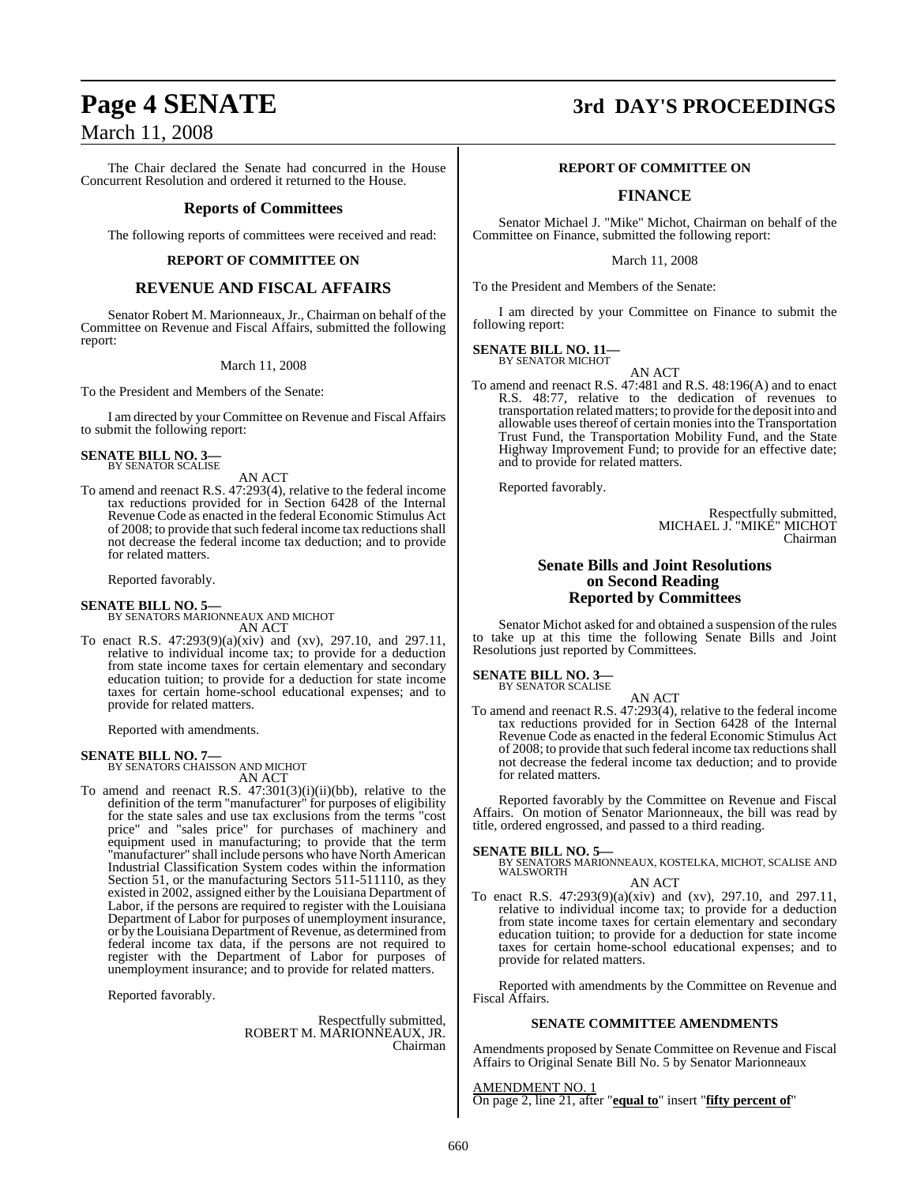The Chair declared the Senate had concurred in the House Concurrent Resolution and ordered it returned to the House.

## Reports of Committees

The following reports of committees were received and read:

### REPORT OF COMMITTEE ON

## REVENUE AND FISCAL AFFAIRS

Senator Robert M. Marionneaux, Jr., Chairman on behalf of the Committee on Revenue and Fiscal Affairs, submitted the following report:

March 11, 2008

To the President and Members of the Senate:

I am directed by your Committee on Revenue and Fiscal Affairs to submit the following report:

**SENATE BILL NO. 3—**
BY SENATOR SCALISE

AN ACT

To amend and reenact R.S. 47:293(4), relative to the federal income tax reductions provided for in Section 6428 of the Internal Revenue Code as enacted in the federal Economic Stimulus Act of 2008; to provide that such federal income tax reductions shall not decrease the federal income tax deduction; and to provide for related matters.

Reported favorably.

**SENATE BILL NO. 5—**
BY SENATORS MARIONNEAUX AND MICHOT

AN ACT

To enact R.S. 47:293(9)(a)(xiv) and (xv), 297.10, and 297.11, relative to individual income tax; to provide for a deduction from state income taxes for certain elementary and secondary education tuition; to provide for a deduction for state income taxes for certain home-school educational expenses; and to provide for related matters.

Reported with amendments.

**SENATE BILL NO. 7—**
BY SENATORS CHAISSON AND MICHOT

AN ACT

To amend and reenact R.S. 47:301(3)(i)(ii)(bb), relative to the definition of the term "manufacturer" for purposes of eligibility for the state sales and use tax exclusions from the terms "cost price" and "sales price" for purchases of machinery and equipment used in manufacturing; to provide that the term "manufacturer" shall include persons who have North American Industrial Classification System codes within the information Section 51, or the manufacturing Sectors 511-511110, as they existed in 2002, assigned either by the Louisiana Department of Labor, if the persons are required to register with the Louisiana Department of Labor for purposes of unemployment insurance, or by the Louisiana Department of Revenue, as determined from federal income tax data, if the persons are not required to register with the Department of Labor for purposes of unemployment insurance; and to provide for related matters.

Reported favorably.

Respectfully submitted,
ROBERT M. MARIONNEAUX, JR.
Chairman

### REPORT OF COMMITTEE ON

## FINANCE

Senator Michael J. "Mike" Michot, Chairman on behalf of the Committee on Finance, submitted the following report:

March 11, 2008

To the President and Members of the Senate:

I am directed by your Committee on Finance to submit the following report:

**SENATE BILL NO. 11—**
BY SENATOR MICHOT

AN ACT

To amend and reenact R.S. 47:481 and R.S. 48:196(A) and to enact R.S. 48:77, relative to the dedication of revenues to transportation related matters; to provide for the deposit into and allowable uses thereof of certain monies into the Transportation Trust Fund, the Transportation Mobility Fund, and the State Highway Improvement Fund; to provide for an effective date; and to provide for related matters.

Reported favorably.

Respectfully submitted,
MICHAEL J. "MIKE" MICHOT
Chairman

## Senate Bills and Joint Resolutions on Second Reading Reported by Committees

Senator Michot asked for and obtained a suspension of the rules to take up at this time the following Senate Bills and Joint Resolutions just reported by Committees.

**SENATE BILL NO. 3—**
BY SENATOR SCALISE

AN ACT

To amend and reenact R.S. 47:293(4), relative to the federal income tax reductions provided for in Section 6428 of the Internal Revenue Code as enacted in the federal Economic Stimulus Act of 2008; to provide that such federal income tax reductions shall not decrease the federal income tax deduction; and to provide for related matters.

Reported favorably by the Committee on Revenue and Fiscal Affairs. On motion of Senator Marionneaux, the bill was read by title, ordered engrossed, and passed to a third reading.

**SENATE BILL NO. 5—**
BY SENATORS MARIONNEAUX, KOSTELKA, MICHOT, SCALISE AND WALSWORTH

AN ACT

To enact R.S. 47:293(9)(a)(xiv) and (xv), 297.10, and 297.11, relative to individual income tax; to provide for a deduction from state income taxes for certain elementary and secondary education tuition; to provide for a deduction for state income taxes for certain home-school educational expenses; and to provide for related matters.

Reported with amendments by the Committee on Revenue and Fiscal Affairs.

### SENATE COMMITTEE AMENDMENTS

Amendments proposed by Senate Committee on Revenue and Fiscal Affairs to Original Senate Bill No. 5 by Senator Marionneaux

AMENDMENT NO. 1
On page 2, line 21, after "**equal to**" insert "**fifty percent of**"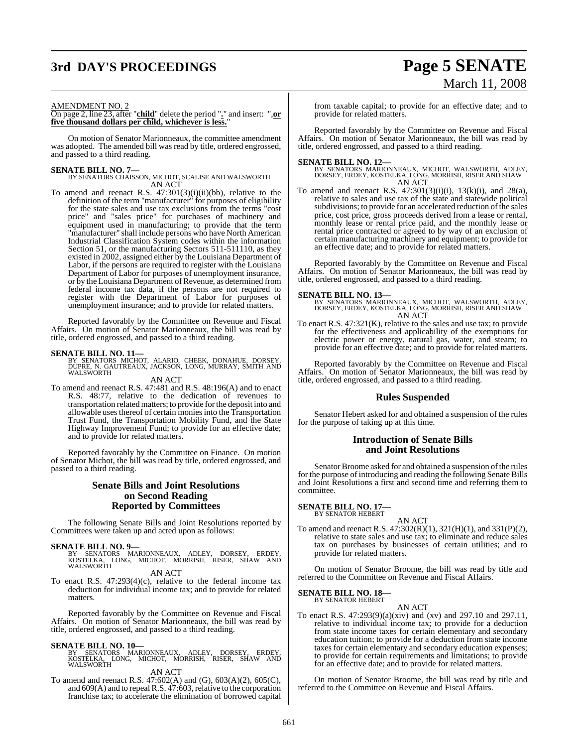AMENDMENT NO. 2

On page 2, line 23, after "**child**" delete the period "**.**" and insert: "**,or five thousand dollars per child, whichever is less.**"

On motion of Senator Marionneaux, the committee amendment was adopted. The amended bill was read by title, ordered engrossed, and passed to a third reading.

**SENATE BILL NO. 7—**
BY SENATORS CHAISSON, MICHOT, SCALISE AND WALSWORTH
AN ACT

To amend and reenact R.S. 47:301(3)(i)(ii)(bb), relative to the definition of the term "manufacturer" for purposes of eligibility for the state sales and use tax exclusions from the terms "cost price" and "sales price" for purchases of machinery and equipment used in manufacturing; to provide that the term "manufacturer" shall include persons who have North American Industrial Classification System codes within the information Section 51, or the manufacturing Sectors 511-511110, as they existed in 2002, assigned either by the Louisiana Department of Labor, if the persons are required to register with the Louisiana Department of Labor for purposes of unemployment insurance, or by the Louisiana Department of Revenue, as determined from federal income tax data, if the persons are not required to register with the Department of Labor for purposes of unemployment insurance; and to provide for related matters.

Reported favorably by the Committee on Revenue and Fiscal Affairs. On motion of Senator Marionneaux, the bill was read by title, ordered engrossed, and passed to a third reading.

**SENATE BILL NO. 11—**
BY SENATORS MICHOT, ALARIO, CHEEK, DONAHUE, DORSEY, DUPRE, N. GAUTREAUX, JACKSON, LONG, MURRAY, SMITH AND WALSWORTH
AN ACT

To amend and reenact R.S. 47:481 and R.S. 48:196(A) and to enact R.S. 48:77, relative to the dedication of revenues to transportation related matters; to provide for the deposit into and allowable uses thereof of certain monies into the Transportation Trust Fund, the Transportation Mobility Fund, and the State Highway Improvement Fund; to provide for an effective date; and to provide for related matters.

Reported favorably by the Committee on Finance. On motion of Senator Michot, the bill was read by title, ordered engrossed, and passed to a third reading.

## Senate Bills and Joint Resolutions on Second Reading Reported by Committees

The following Senate Bills and Joint Resolutions reported by Committees were taken up and acted upon as follows:

**SENATE BILL NO. 9—**
BY SENATORS MARIONNEAUX, ADLEY, DORSEY, ERDEY, KOSTELKA, LONG, MICHOT, MORRISH, RISER, SHAW AND WALSWORTH
AN ACT

To enact R.S. 47:293(4)(c), relative to the federal income tax deduction for individual income tax; and to provide for related matters.

Reported favorably by the Committee on Revenue and Fiscal Affairs. On motion of Senator Marionneaux, the bill was read by title, ordered engrossed, and passed to a third reading.

**SENATE BILL NO. 10—**
BY SENATORS MARIONNEAUX, ADLEY, DORSEY, ERDEY, KOSTELKA, LONG, MICHOT, MORRISH, RISER, SHAW AND WALSWORTH
AN ACT

To amend and reenact R.S. 47:602(A) and (G), 603(A)(2), 605(C), and 609(A) and to repeal R.S. 47:603, relative to the corporation franchise tax; to accelerate the elimination of borrowed capital from taxable capital; to provide for an effective date; and to provide for related matters.

Reported favorably by the Committee on Revenue and Fiscal Affairs. On motion of Senator Marionneaux, the bill was read by title, ordered engrossed, and passed to a third reading.

**SENATE BILL NO. 12—**
BY SENATORS MARIONNEAUX, MICHOT, WALSWORTH, ADLEY, DORSEY, ERDEY, KOSTELKA, LONG, MORRISH, RISER AND SHAW
AN ACT

To amend and reenact R.S. 47:301(3)(i)(i), 13(k)(i), and 28(a), relative to sales and use tax of the state and statewide political subdivisions; to provide for an accelerated reduction of the sales price, cost price, gross proceeds derived from a lease or rental, monthly lease or rental price paid, and the monthly lease or rental price contracted or agreed to by way of an exclusion of certain manufacturing machinery and equipment; to provide for an effective date; and to provide for related matters.

Reported favorably by the Committee on Revenue and Fiscal Affairs. On motion of Senator Marionneaux, the bill was read by title, ordered engrossed, and passed to a third reading.

**SENATE BILL NO. 13—**
BY SENATORS MARIONNEAUX, MICHOT, WALSWORTH, ADLEY, DORSEY, ERDEY, KOSTELKA, LONG, MORRISH, RISER AND SHAW
AN ACT

To enact R.S. 47:321(K), relative to the sales and use tax; to provide for the effectiveness and applicability of the exemptions for electric power or energy, natural gas, water, and steam; to provide for an effective date; and to provide for related matters.

Reported favorably by the Committee on Revenue and Fiscal Affairs. On motion of Senator Marionneaux, the bill was read by title, ordered engrossed, and passed to a third reading.

## Rules Suspended

Senator Hebert asked for and obtained a suspension of the rules for the purpose of taking up at this time.

## Introduction of Senate Bills and Joint Resolutions

Senator Broome asked for and obtained a suspension of the rules for the purpose of introducing and reading the following Senate Bills and Joint Resolutions a first and second time and referring them to committee.

**SENATE BILL NO. 17—**
BY SENATOR HEBERT
AN ACT

To amend and reenact R.S. 47:302(R)(1), 321(H)(1), and 331(P)(2), relative to state sales and use tax; to eliminate and reduce sales tax on purchases by businesses of certain utilities; and to provide for related matters.

On motion of Senator Broome, the bill was read by title and referred to the Committee on Revenue and Fiscal Affairs.

**SENATE BILL NO. 18—**
BY SENATOR HEBERT
AN ACT

To enact R.S. 47:293(9)(a)(xiv) and (xv) and 297.10 and 297.11, relative to individual income tax; to provide for a deduction from state income taxes for certain elementary and secondary education tuition; to provide for a deduction from state income taxes for certain elementary and secondary education expenses; to provide for certain requirements and limitations; to provide for an effective date; and to provide for related matters.

On motion of Senator Broome, the bill was read by title and referred to the Committee on Revenue and Fiscal Affairs.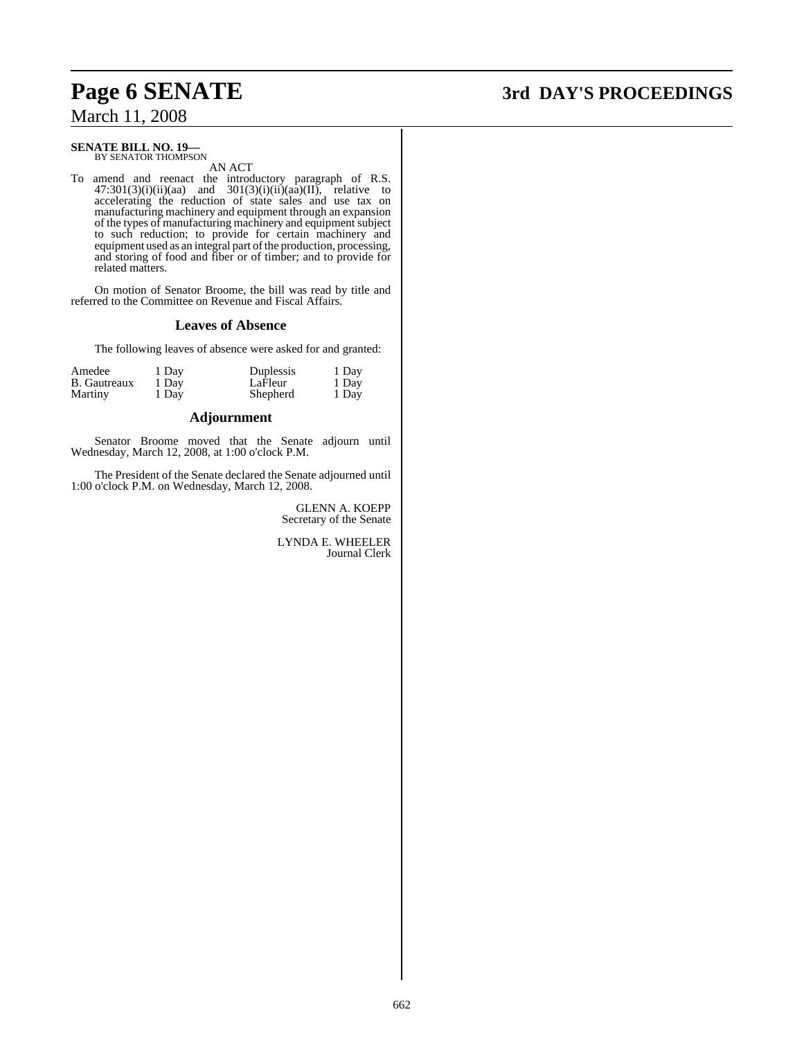**SENATE BILL NO. 19—**
BY SENATOR THOMPSON

AN ACT

To amend and reenact the introductory paragraph of R.S. 47:301(3)(i)(ii)(aa) and 301(3)(i)(ii)(aa)(II), relative to accelerating the reduction of state sales and use tax on manufacturing machinery and equipment through an expansion of the types of manufacturing machinery and equipment subject to such reduction; to provide for certain machinery and equipment used as an integral part of the production, processing, and storing of food and fiber or of timber; and to provide for related matters.

On motion of Senator Broome, the bill was read by title and referred to the Committee on Revenue and Fiscal Affairs.

## Leaves of Absence

The following leaves of absence were asked for and granted:

| | | | |
|---|---|---|---|
| Amedee | 1 Day | Duplessis | 1 Day |
| B. Gautreaux | 1 Day | LaFleur | 1 Day |
| Martiny | 1 Day | Shepherd | 1 Day |

## Adjournment

Senator Broome moved that the Senate adjourn until Wednesday, March 12, 2008, at 1:00 o'clock P.M.

The President of the Senate declared the Senate adjourned until 1:00 o'clock P.M. on Wednesday, March 12, 2008.

GLENN A. KOEPP
Secretary of the Senate

LYNDA E. WHEELER
Journal Clerk